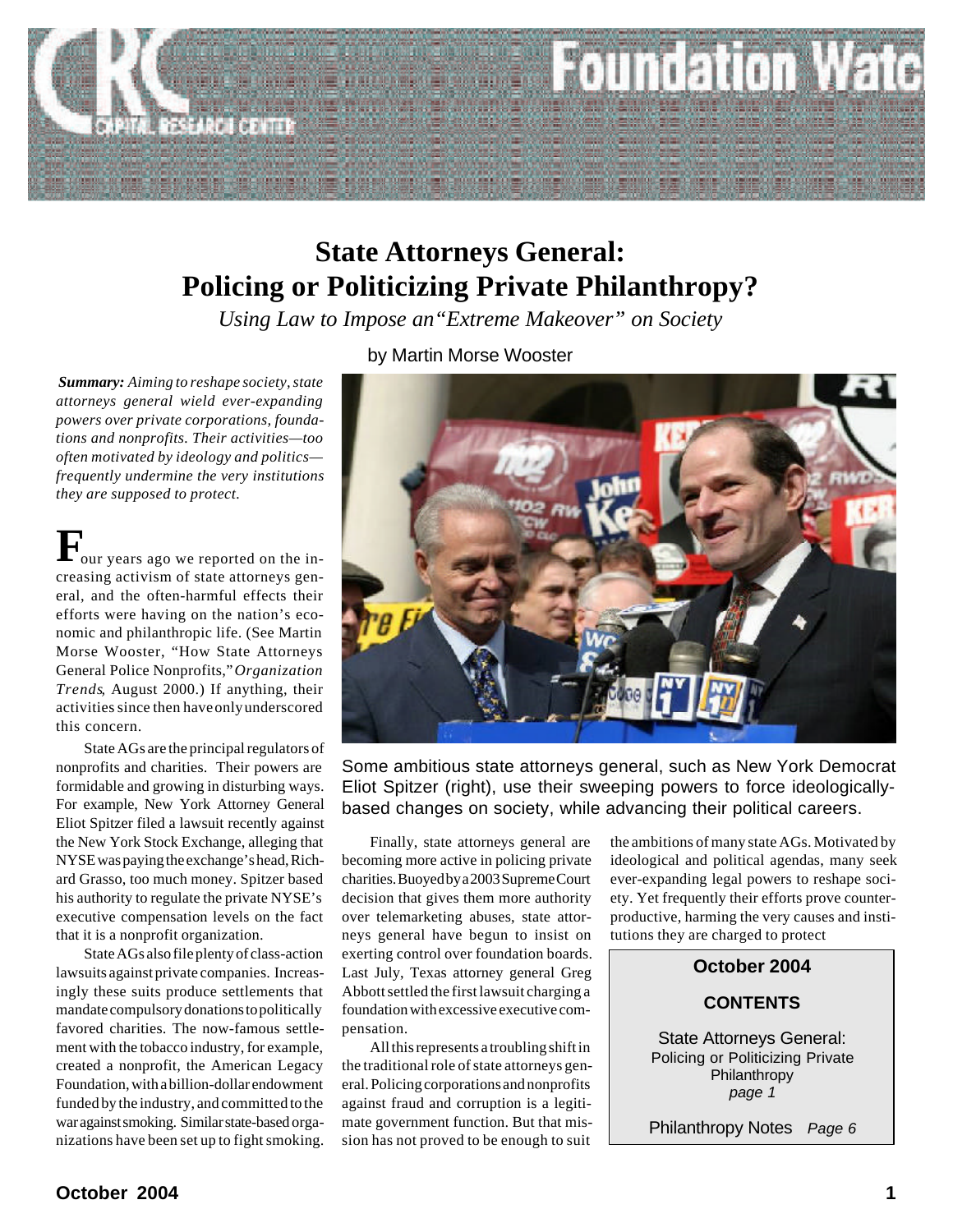# State Attorneys General: Policing or Politicizing Private Philanthropy?

*Using Law to Impose an "Extreme Makeover" on Society*

by Martin Morse Wooster

***Summary:*** *Aiming to reshape society, state attorneys general wield ever-expanding powers over private corporations, foundations and nonprofits. Their activities—too often motivated by ideology and politics—frequently undermine the very institutions they are supposed to protect.*

Four years ago we reported on the increasing activism of state attorneys general, and the often-harmful effects their efforts were having on the nation's economic and philanthropic life. (See Martin Morse Wooster, "How State Attorneys General Police Nonprofits," *Organization Trends*, August 2000.) If anything, their activities since then have only underscored this concern.

State AGs are the principal regulators of nonprofits and charities. Their powers are formidable and growing in disturbing ways. For example, New York Attorney General Eliot Spitzer filed a lawsuit recently against the New York Stock Exchange, alleging that NYSE was paying the exchange's head, Richard Grasso, too much money. Spitzer based his authority to regulate the private NYSE's executive compensation levels on the fact that it is a nonprofit organization.

State AGs also file plenty of class-action lawsuits against private companies. Increasingly these suits produce settlements that mandate compulsory donations to politically favored charities. The now-famous settlement with the tobacco industry, for example, created a nonprofit, the American Legacy Foundation, with a billion-dollar endowment funded by the industry, and committed to the war against smoking. Similar state-based organizations have been set up to fight smoking.

Some ambitious state attorneys general, such as New York Democrat Eliot Spitzer (right), use their sweeping powers to force ideologically-based changes on society, while advancing their political careers.

Finally, state attorneys general are becoming more active in policing private charities. Buoyed by a 2003 Supreme Court decision that gives them more authority over telemarketing abuses, state attorneys general have begun to insist on exerting control over foundation boards. Last July, Texas attorney general Greg Abbott settled the first lawsuit charging a foundation with excessive executive compensation.

All this represents a troubling shift in the traditional role of state attorneys general. Policing corporations and nonprofits against fraud and corruption is a legitimate government function. But that mission has not proved to be enough to suit the ambitions of many state AGs. Motivated by ideological and political agendas, many seek ever-expanding legal powers to reshape society. Yet frequently their efforts prove counterproductive, harming the very causes and institutions they are charged to protect

**October 2004**

**CONTENTS**

State Attorneys General: Policing or Politicizing Private Philanthropy *page 1*

Philanthropy Notes *Page 6*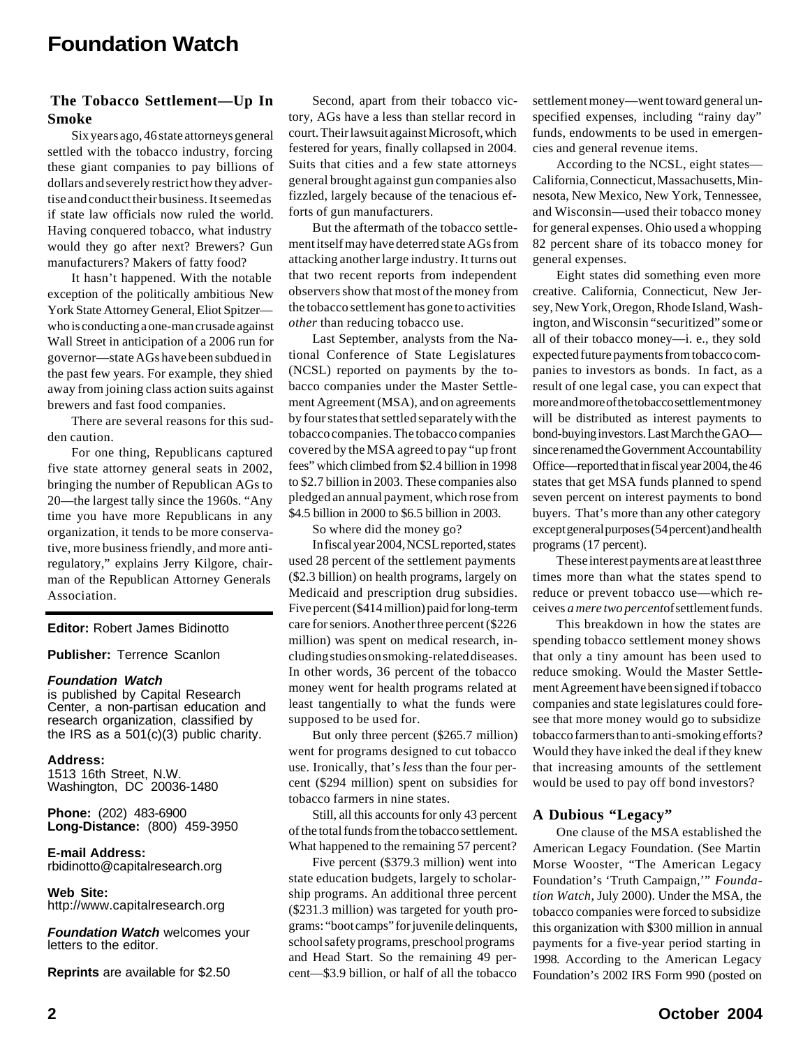## The Tobacco Settlement—Up In Smoke

Six years ago, 46 state attorneys general settled with the tobacco industry, forcing these giant companies to pay billions of dollars and severely restrict how they advertise and conduct their business. It seemed as if state law officials now ruled the world. Having conquered tobacco, what industry would they go after next? Brewers? Gun manufacturers? Makers of fatty food?

It hasn't happened. With the notable exception of the politically ambitious New York State Attorney General, Eliot Spitzer—who is conducting a one-man crusade against Wall Street in anticipation of a 2006 run for governor—state AGs have been subdued in the past few years. For example, they shied away from joining class action suits against brewers and fast food companies.

There are several reasons for this sudden caution.

For one thing, Republicans captured five state attorney general seats in 2002, bringing the number of Republican AGs to 20—the largest tally since the 1960s. "Any time you have more Republicans in any organization, it tends to be more conservative, more business friendly, and more anti-regulatory," explains Jerry Kilgore, chairman of the Republican Attorney Generals Association.

Second, apart from their tobacco victory, AGs have a less than stellar record in court. Their lawsuit against Microsoft, which festered for years, finally collapsed in 2004. Suits that cities and a few state attorneys general brought against gun companies also fizzled, largely because of the tenacious efforts of gun manufacturers.

But the aftermath of the tobacco settlement itself may have deterred state AGs from attacking another large industry. It turns out that two recent reports from independent observers show that most of the money from the tobacco settlement has gone to activities *other* than reducing tobacco use.

Last September, analysts from the National Conference of State Legislatures (NCSL) reported on payments by the tobacco companies under the Master Settlement Agreement (MSA), and on agreements by four states that settled separately with the tobacco companies. The tobacco companies covered by the MSA agreed to pay "up front fees" which climbed from $2.4 billion in 1998 to $2.7 billion in 2003. These companies also pledged an annual payment, which rose from $4.5 billion in 2000 to $6.5 billion in 2003.

So where did the money go?

In fiscal year 2004, NCSL reported, states used 28 percent of the settlement payments ($2.3 billion) on health programs, largely on Medicaid and prescription drug subsidies. Five percent ($414 million) paid for long-term care for seniors. Another three percent ($226 million) was spent on medical research, including studies on smoking-related diseases. In other words, 36 percent of the tobacco money went for health programs related at least tangentially to what the funds were supposed to be used for.

But only three percent ($265.7 million) went for programs designed to cut tobacco use. Ironically, that's *less* than the four percent ($294 million) spent on subsidies for tobacco farmers in nine states.

Still, all this accounts for only 43 percent of the total funds from the tobacco settlement. What happened to the remaining 57 percent?

Five percent ($379.3 million) went into state education budgets, largely to scholarship programs. An additional three percent ($231.3 million) was targeted for youth programs: "boot camps" for juvenile delinquents, school safety programs, preschool programs and Head Start. So the remaining 49 percent—$3.9 billion, or half of all the tobacco settlement money—went toward general unspecified expenses, including "rainy day" funds, endowments to be used in emergencies and general revenue items.

According to the NCSL, eight states—California, Connecticut, Massachusetts, Minnesota, New Mexico, New York, Tennessee, and Wisconsin—used their tobacco money for general expenses. Ohio used a whopping 82 percent share of its tobacco money for general expenses.

Eight states did something even more creative. California, Connecticut, New Jersey, New York, Oregon, Rhode Island, Washington, and Wisconsin "securitized" some or all of their tobacco money—i. e., they sold expected future payments from tobacco companies to investors as bonds. In fact, as a result of one legal case, you can expect that more and more of the tobacco settlement money will be distributed as interest payments to bond-buying investors. Last March the GAO—since renamed the Government Accountability Office—reported that in fiscal year 2004, the 46 states that get MSA funds planned to spend seven percent on interest payments to bond buyers. That's more than any other category except general purposes (54 percent) and health programs (17 percent).

These interest payments are at least three times more than what the states spend to reduce or prevent tobacco use—which receives *a mere two percent* of settlement funds.

This breakdown in how the states are spending tobacco settlement money shows that only a tiny amount has been used to reduce smoking. Would the Master Settlement Agreement have been signed if tobacco companies and state legislatures could foresee that more money would go to subsidize tobacco farmers than to anti-smoking efforts? Would they have inked the deal if they knew that increasing amounts of the settlement would be used to pay off bond investors?

### A Dubious "Legacy"

One clause of the MSA established the American Legacy Foundation. (See Martin Morse Wooster, "The American Legacy Foundation's 'Truth Campaign,'" *Foundation Watch*, July 2000). Under the MSA, the tobacco companies were forced to subsidize this organization with $300 million in annual payments for a five-year period starting in 1998. According to the American Legacy Foundation's 2002 IRS Form 990 (posted on

---

**Editor:** Robert James Bidinotto

**Publisher:** Terrence Scanlon

***Foundation Watch***
is published by Capital Research Center, a non-partisan education and research organization, classified by the IRS as a 501(c)(3) public charity.

**Address:**
1513 16th Street, N.W.
Washington, DC 20036-1480

**Phone:** (202) 483-6900
**Long-Distance:** (800) 459-3950

**E-mail Address:**
rbidinotto@capitalresearch.org

**Web Site:**
http://www.capitalresearch.org

***Foundation Watch*** welcomes your letters to the editor.

**Reprints** are available for $2.50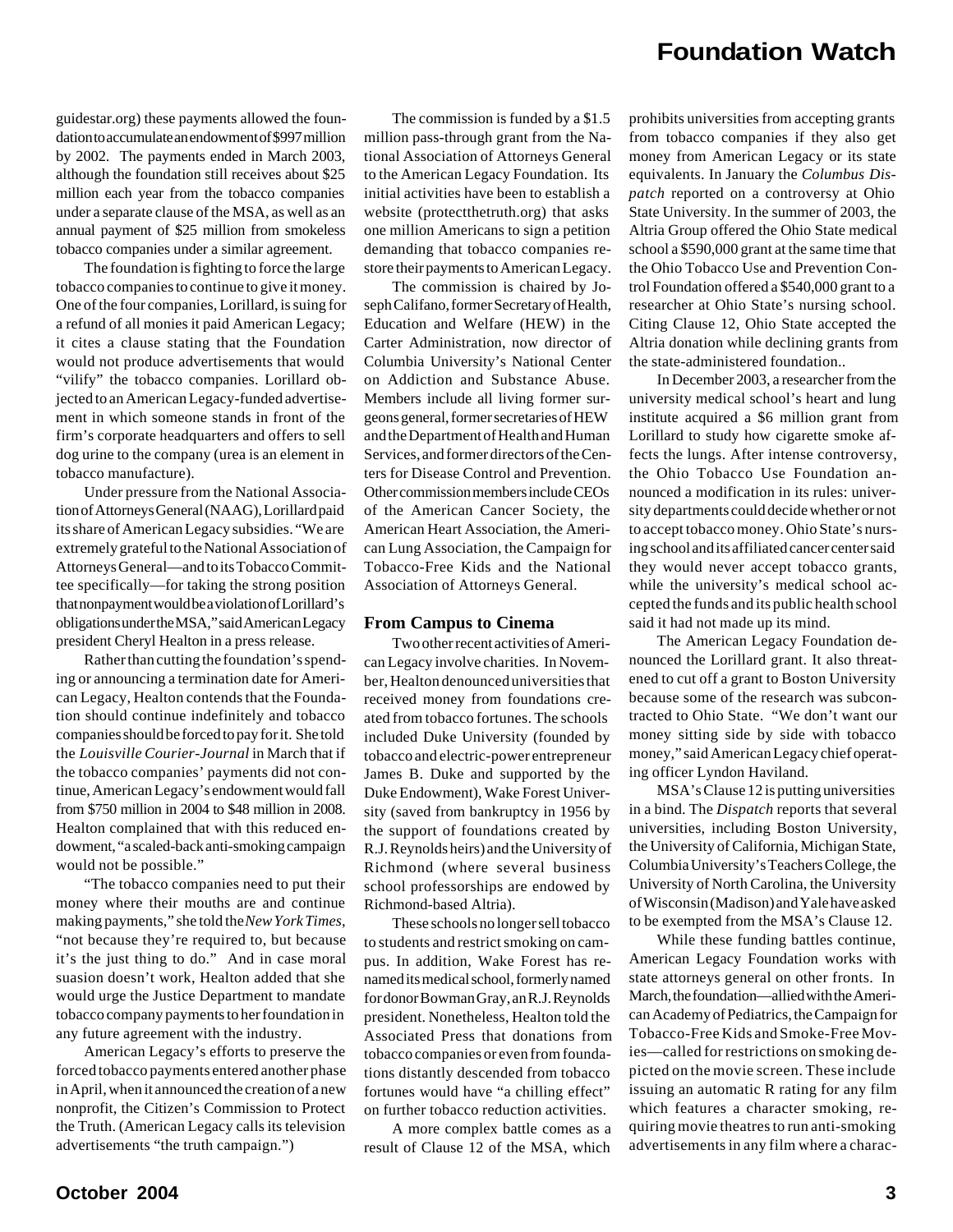guidestar.org) these payments allowed the foundation to accumulate an endowment of $997 million by 2002. The payments ended in March 2003, although the foundation still receives about $25 million each year from the tobacco companies under a separate clause of the MSA, as well as an annual payment of $25 million from smokeless tobacco companies under a similar agreement.

The foundation is fighting to force the large tobacco companies to continue to give it money. One of the four companies, Lorillard, is suing for a refund of all monies it paid American Legacy; it cites a clause stating that the Foundation would not produce advertisements that would "vilify" the tobacco companies. Lorillard objected to an American Legacy-funded advertisement in which someone stands in front of the firm's corporate headquarters and offers to sell dog urine to the company (urea is an element in tobacco manufacture).

Under pressure from the National Association of Attorneys General (NAAG), Lorillard paid its share of American Legacy subsidies. "We are extremely grateful to the National Association of Attorneys General—and to its Tobacco Committee specifically—for taking the strong position that nonpayment would be a violation of Lorillard's obligations under the MSA," said American Legacy president Cheryl Healton in a press release.

Rather than cutting the foundation's spending or announcing a termination date for American Legacy, Healton contends that the Foundation should continue indefinitely and tobacco companies should be forced to pay for it. She told the *Louisville Courier-Journal* in March that if the tobacco companies' payments did not continue, American Legacy's endowment would fall from $750 million in 2004 to $48 million in 2008. Healton complained that with this reduced endowment, "a scaled-back anti-smoking campaign would not be possible."

"The tobacco companies need to put their money where their mouths are and continue making payments," she told the *New York Times*, "not because they're required to, but because it's the just thing to do." And in case moral suasion doesn't work, Healton added that she would urge the Justice Department to mandate tobacco company payments to her foundation in any future agreement with the industry.

American Legacy's efforts to preserve the forced tobacco payments entered another phase in April, when it announced the creation of a new nonprofit, the Citizen's Commission to Protect the Truth. (American Legacy calls its television advertisements "the truth campaign.")

The commission is funded by a $1.5 million pass-through grant from the National Association of Attorneys General to the American Legacy Foundation. Its initial activities have been to establish a website (protectthetruth.org) that asks one million Americans to sign a petition demanding that tobacco companies restore their payments to American Legacy.

The commission is chaired by Joseph Califano, former Secretary of Health, Education and Welfare (HEW) in the Carter Administration, now director of Columbia University's National Center on Addiction and Substance Abuse. Members include all living former surgeons general, former secretaries of HEW and the Department of Health and Human Services, and former directors of the Centers for Disease Control and Prevention. Other commission members include CEOs of the American Cancer Society, the American Heart Association, the American Lung Association, the Campaign for Tobacco-Free Kids and the National Association of Attorneys General.

### From Campus to Cinema

Two other recent activities of American Legacy involve charities. In November, Healton denounced universities that received money from foundations created from tobacco fortunes. The schools included Duke University (founded by tobacco and electric-power entrepreneur James B. Duke and supported by the Duke Endowment), Wake Forest University (saved from bankruptcy in 1956 by the support of foundations created by R.J. Reynolds heirs) and the University of Richmond (where several business school professorships are endowed by Richmond-based Altria).

These schools no longer sell tobacco to students and restrict smoking on campus. In addition, Wake Forest has renamed its medical school, formerly named for donor Bowman Gray, an R.J. Reynolds president. Nonetheless, Healton told the Associated Press that donations from tobacco companies or even from foundations distantly descended from tobacco fortunes would have "a chilling effect" on further tobacco reduction activities.

A more complex battle comes as a result of Clause 12 of the MSA, which prohibits universities from accepting grants from tobacco companies if they also get money from American Legacy or its state equivalents. In January the *Columbus Dispatch* reported on a controversy at Ohio State University. In the summer of 2003, the Altria Group offered the Ohio State medical school a $590,000 grant at the same time that the Ohio Tobacco Use and Prevention Control Foundation offered a $540,000 grant to a researcher at Ohio State's nursing school. Citing Clause 12, Ohio State accepted the Altria donation while declining grants from the state-administered foundation..

In December 2003, a researcher from the university medical school's heart and lung institute acquired a $6 million grant from Lorillard to study how cigarette smoke affects the lungs. After intense controversy, the Ohio Tobacco Use Foundation announced a modification in its rules: university departments could decide whether or not to accept tobacco money. Ohio State's nursing school and its affiliated cancer center said they would never accept tobacco grants, while the university's medical school accepted the funds and its public health school said it had not made up its mind.

The American Legacy Foundation denounced the Lorillard grant. It also threatened to cut off a grant to Boston University because some of the research was subcontracted to Ohio State. "We don't want our money sitting side by side with tobacco money," said American Legacy chief operating officer Lyndon Haviland.

MSA's Clause 12 is putting universities in a bind. The *Dispatch* reports that several universities, including Boston University, the University of California, Michigan State, Columbia University's Teachers College, the University of North Carolina, the University of Wisconsin (Madison) and Yale have asked to be exempted from the MSA's Clause 12.

While these funding battles continue, American Legacy Foundation works with state attorneys general on other fronts. In March, the foundation—allied with the American Academy of Pediatrics, the Campaign for Tobacco-Free Kids and Smoke-Free Movies—called for restrictions on smoking depicted on the movie screen. These include issuing an automatic R rating for any film which features a character smoking, requiring movie theatres to run anti-smoking advertisements in any film where a charac-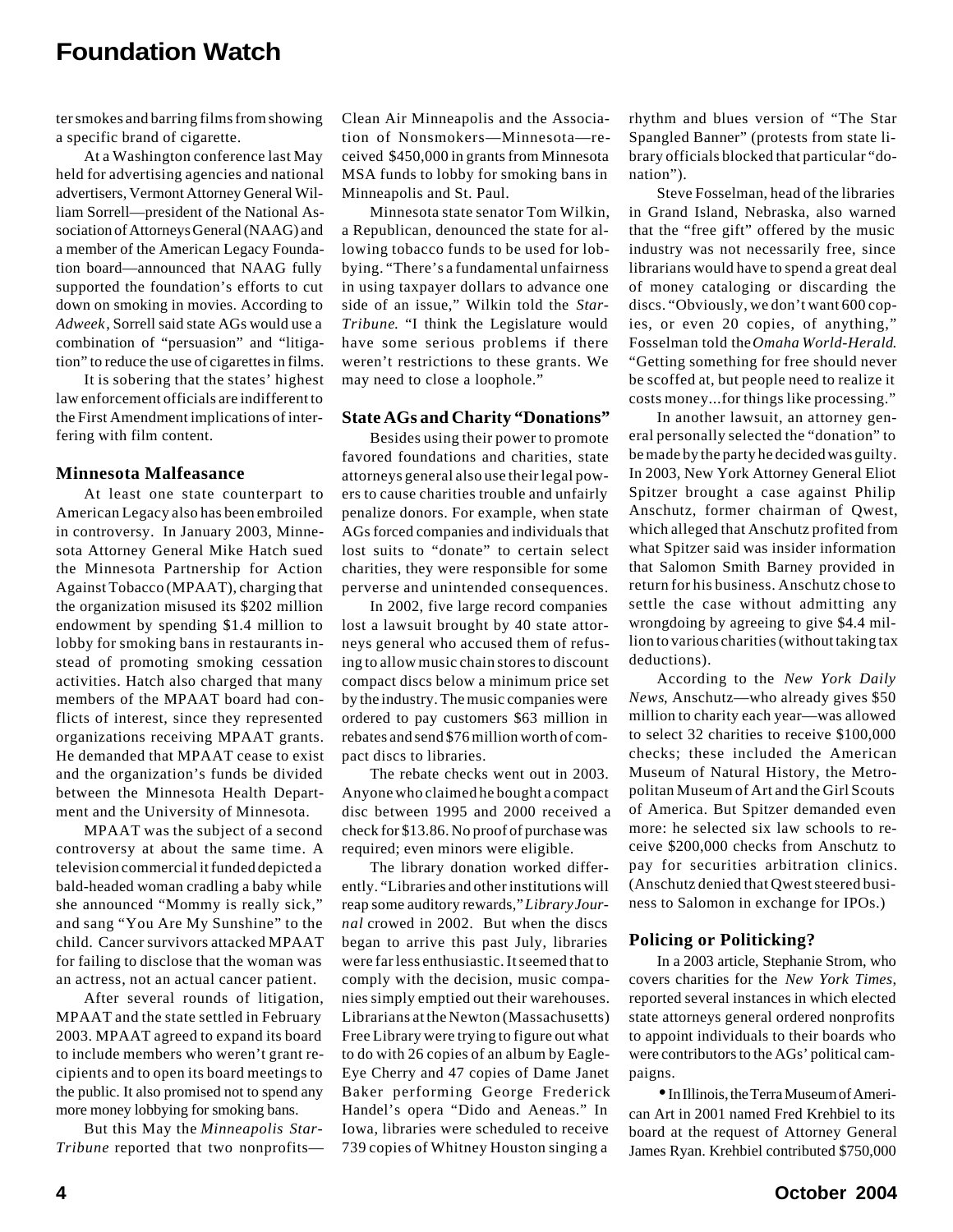ter smokes and barring films from showing a specific brand of cigarette.

At a Washington conference last May held for advertising agencies and national advertisers, Vermont Attorney General William Sorrell—president of the National Association of Attorneys General (NAAG) and a member of the American Legacy Foundation board—announced that NAAG fully supported the foundation's efforts to cut down on smoking in movies. According to *Adweek*, Sorrell said state AGs would use a combination of "persuasion" and "litigation" to reduce the use of cigarettes in films.

It is sobering that the states' highest law enforcement officials are indifferent to the First Amendment implications of interfering with film content.

### Minnesota Malfeasance

At least one state counterpart to American Legacy also has been embroiled in controversy. In January 2003, Minnesota Attorney General Mike Hatch sued the Minnesota Partnership for Action Against Tobacco (MPAAT), charging that the organization misused its $202 million endowment by spending $1.4 million to lobby for smoking bans in restaurants instead of promoting smoking cessation activities. Hatch also charged that many members of the MPAAT board had conflicts of interest, since they represented organizations receiving MPAAT grants. He demanded that MPAAT cease to exist and the organization's funds be divided between the Minnesota Health Department and the University of Minnesota.

MPAAT was the subject of a second controversy at about the same time. A television commercial it funded depicted a bald-headed woman cradling a baby while she announced "Mommy is really sick," and sang "You Are My Sunshine" to the child. Cancer survivors attacked MPAAT for failing to disclose that the woman was an actress, not an actual cancer patient.

After several rounds of litigation, MPAAT and the state settled in February 2003. MPAAT agreed to expand its board to include members who weren't grant recipients and to open its board meetings to the public. It also promised not to spend any more money lobbying for smoking bans.

But this May the *Minneapolis Star-Tribune* reported that two nonprofits—Clean Air Minneapolis and the Association of Nonsmokers—Minnesota—received $450,000 in grants from Minnesota MSA funds to lobby for smoking bans in Minneapolis and St. Paul.

Minnesota state senator Tom Wilkin, a Republican, denounced the state for allowing tobacco funds to be used for lobbying. "There's a fundamental unfairness in using taxpayer dollars to advance one side of an issue," Wilkin told the *Star-Tribune.* "I think the Legislature would have some serious problems if there weren't restrictions to these grants. We may need to close a loophole."

### State AGs and Charity "Donations"

Besides using their power to promote favored foundations and charities, state attorneys general also use their legal powers to cause charities trouble and unfairly penalize donors. For example, when state AGs forced companies and individuals that lost suits to "donate" to certain select charities, they were responsible for some perverse and unintended consequences.

In 2002, five large record companies lost a lawsuit brought by 40 state attorneys general who accused them of refusing to allow music chain stores to discount compact discs below a minimum price set by the industry. The music companies were ordered to pay customers $63 million in rebates and send $76 million worth of compact discs to libraries.

The rebate checks went out in 2003. Anyone who claimed he bought a compact disc between 1995 and 2000 received a check for $13.86. No proof of purchase was required; even minors were eligible.

The library donation worked differently. "Libraries and other institutions will reap some auditory rewards," *Library Journal* crowed in 2002. But when the discs began to arrive this past July, libraries were far less enthusiastic. It seemed that to comply with the decision, music companies simply emptied out their warehouses. Librarians at the Newton (Massachusetts) Free Library were trying to figure out what to do with 26 copies of an album by Eagle-Eye Cherry and 47 copies of Dame Janet Baker performing George Frederick Handel's opera "Dido and Aeneas." In Iowa, libraries were scheduled to receive 739 copies of Whitney Houston singing a rhythm and blues version of "The Star Spangled Banner" (protests from state library officials blocked that particular "donation").

Steve Fosselman, head of the libraries in Grand Island, Nebraska, also warned that the "free gift" offered by the music industry was not necessarily free, since librarians would have to spend a great deal of money cataloging or discarding the discs. "Obviously, we don't want 600 copies, or even 20 copies, of anything," Fosselman told the *Omaha World-Herald.* "Getting something for free should never be scoffed at, but people need to realize it costs money...for things like processing."

In another lawsuit, an attorney general personally selected the "donation" to be made by the party he decided was guilty. In 2003, New York Attorney General Eliot Spitzer brought a case against Philip Anschutz, former chairman of Qwest, which alleged that Anschutz profited from what Spitzer said was insider information that Salomon Smith Barney provided in return for his business. Anschutz chose to settle the case without admitting any wrongdoing by agreeing to give $4.4 million to various charities (without taking tax deductions).

According to the *New York Daily News*, Anschutz—who already gives $50 million to charity each year—was allowed to select 32 charities to receive $100,000 checks; these included the American Museum of Natural History, the Metropolitan Museum of Art and the Girl Scouts of America. But Spitzer demanded even more: he selected six law schools to receive $200,000 checks from Anschutz to pay for securities arbitration clinics. (Anschutz denied that Qwest steered business to Salomon in exchange for IPOs.)

### Policing or Politicking?

In a 2003 article, Stephanie Strom, who covers charities for the *New York Times*, reported several instances in which elected state attorneys general ordered nonprofits to appoint individuals to their boards who were contributors to the AGs' political campaigns.

- In Illinois, the Terra Museum of American Art in 2001 named Fred Krehbiel to its board at the request of Attorney General James Ryan. Krehbiel contributed $750,000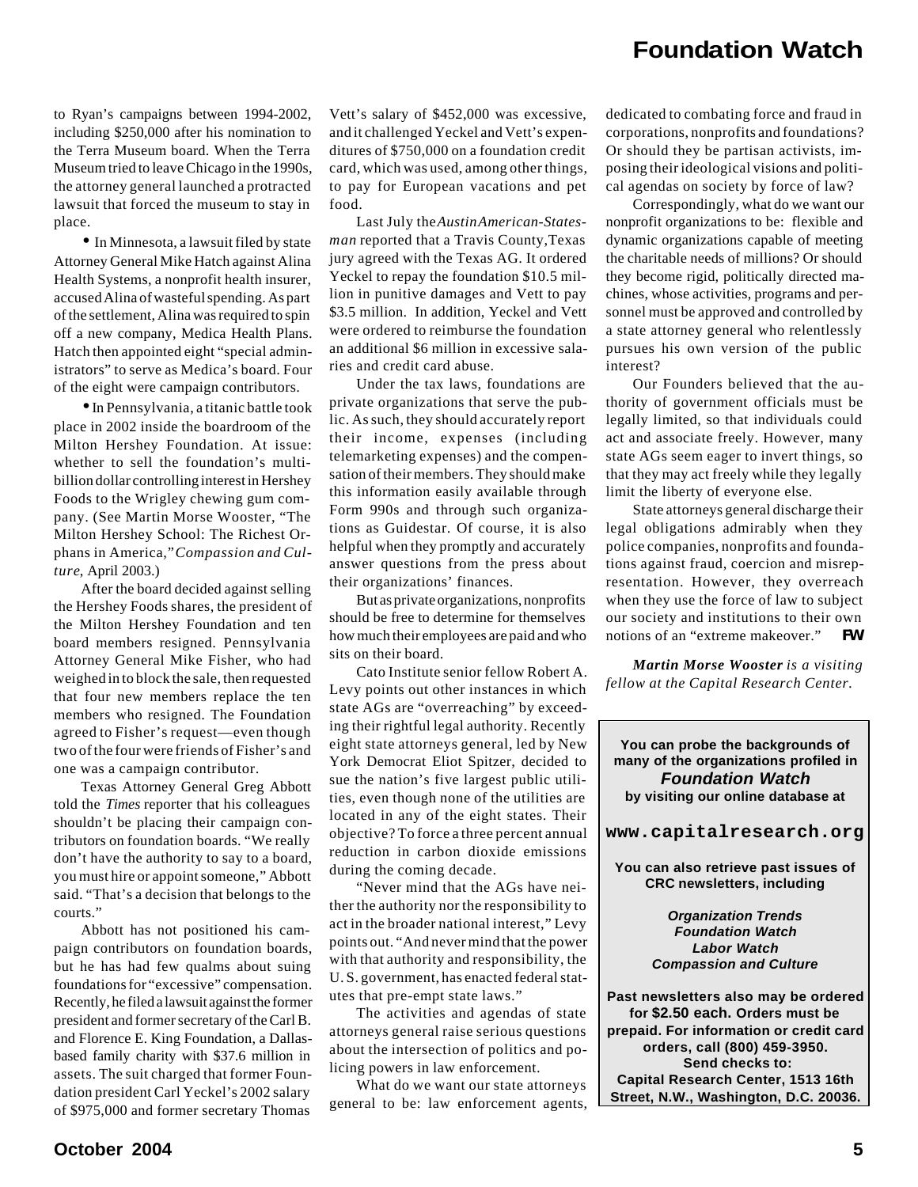to Ryan's campaigns between 1994-2002, including $250,000 after his nomination to the Terra Museum board. When the Terra Museum tried to leave Chicago in the 1990s, the attorney general launched a protracted lawsuit that forced the museum to stay in place.

- In Minnesota, a lawsuit filed by state Attorney General Mike Hatch against Alina Health Systems, a nonprofit health insurer, accused Alina of wasteful spending. As part of the settlement, Alina was required to spin off a new company, Medica Health Plans. Hatch then appointed eight "special administrators" to serve as Medica's board. Four of the eight were campaign contributors.

- In Pennsylvania, a titanic battle took place in 2002 inside the boardroom of the Milton Hershey Foundation. At issue: whether to sell the foundation's multi-billion dollar controlling interest in Hershey Foods to the Wrigley chewing gum company. (See Martin Morse Wooster, "The Milton Hershey School: The Richest Orphans in America," *Compassion and Culture*, April 2003.)

After the board decided against selling the Hershey Foods shares, the president of the Milton Hershey Foundation and ten board members resigned. Pennsylvania Attorney General Mike Fisher, who had weighed in to block the sale, then requested that four new members replace the ten members who resigned. The Foundation agreed to Fisher's request—even though two of the four were friends of Fisher's and one was a campaign contributor.

Texas Attorney General Greg Abbott told the *Times* reporter that his colleagues shouldn't be placing their campaign contributors on foundation boards. "We really don't have the authority to say to a board, you must hire or appoint someone," Abbott said. "That's a decision that belongs to the courts."

Abbott has not positioned his campaign contributors on foundation boards, but he has had few qualms about suing foundations for "excessive" compensation. Recently, he filed a lawsuit against the former president and former secretary of the Carl B. and Florence E. King Foundation, a Dallas-based family charity with $37.6 million in assets. The suit charged that former Foundation president Carl Yeckel's 2002 salary of $975,000 and former secretary Thomas Vett's salary of $452,000 was excessive, and it challenged Yeckel and Vett's expenditures of $750,000 on a foundation credit card, which was used, among other things, to pay for European vacations and pet food.

Last July the *Austin American-Statesman* reported that a Travis County, Texas jury agreed with the Texas AG. It ordered Yeckel to repay the foundation $10.5 million in punitive damages and Vett to pay $3.5 million. In addition, Yeckel and Vett were ordered to reimburse the foundation an additional $6 million in excessive salaries and credit card abuse.

Under the tax laws, foundations are private organizations that serve the public. As such, they should accurately report their income, expenses (including telemarketing expenses) and the compensation of their members. They should make this information easily available through Form 990s and through such organizations as Guidestar. Of course, it is also helpful when they promptly and accurately answer questions from the press about their organizations' finances.

But as private organizations, nonprofits should be free to determine for themselves how much their employees are paid and who sits on their board.

Cato Institute senior fellow Robert A. Levy points out other instances in which state AGs are "overreaching" by exceeding their rightful legal authority. Recently eight state attorneys general, led by New York Democrat Eliot Spitzer, decided to sue the nation's five largest public utilities, even though none of the utilities are located in any of the eight states. Their objective? To force a three percent annual reduction in carbon dioxide emissions during the coming decade.

"Never mind that the AGs have neither the authority nor the responsibility to act in the broader national interest," Levy points out. "And never mind that the power with that authority and responsibility, the U. S. government, has enacted federal statutes that pre-empt state laws."

The activities and agendas of state attorneys general raise serious questions about the intersection of politics and policing powers in law enforcement.

What do we want our state attorneys general to be: law enforcement agents, dedicated to combating force and fraud in corporations, nonprofits and foundations? Or should they be partisan activists, imposing their ideological visions and political agendas on society by force of law?

Correspondingly, what do we want our nonprofit organizations to be: flexible and dynamic organizations capable of meeting the charitable needs of millions? Or should they become rigid, politically directed machines, whose activities, programs and personnel must be approved and controlled by a state attorney general who relentlessly pursues his own version of the public interest?

Our Founders believed that the authority of government officials must be legally limited, so that individuals could act and associate freely. However, many state AGs seem eager to invert things, so that they may act freely while they legally limit the liberty of everyone else.

State attorneys general discharge their legal obligations admirably when they police companies, nonprofits and foundations against fraud, coercion and misrepresentation. However, they overreach when they use the force of law to subject our society and institutions to their own notions of an "extreme makeover." **FW**

***Martin Morse Wooster*** *is a visiting fellow at the Capital Research Center.*

**You can probe the backgrounds of many of the organizations profiled in *Foundation Watch* by visiting our online database at**

**www.capitalresearch.org**

**You can also retrieve past issues of CRC newsletters, including**

***Organization Trends***
***Foundation Watch***
***Labor Watch***
***Compassion and Culture***

**Past newsletters also may be ordered for $2.50 each. Orders must be prepaid. For information or credit card orders, call (800) 459-3950. Send checks to: Capital Research Center, 1513 16th Street, N.W., Washington, D.C. 20036.**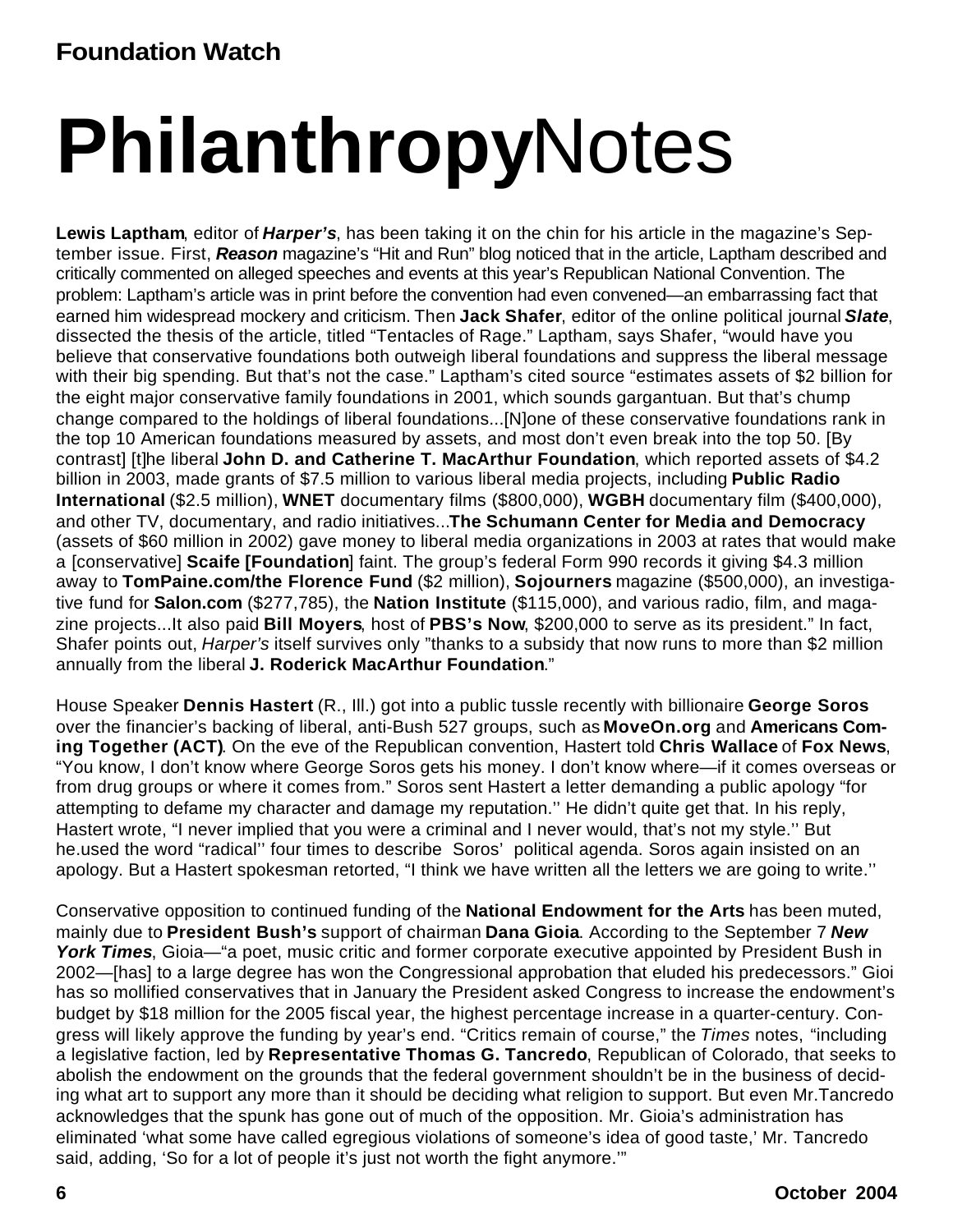Foundation Watch

# **Philanthropy**Notes

**Lewis Laptham**, editor of ***Harper's***, has been taking it on the chin for his article in the magazine's September issue. First, ***Reason*** magazine's "Hit and Run" blog noticed that in the article, Laptham described and critically commented on alleged speeches and events at this year's Republican National Convention. The problem: Laptham's article was in print before the convention had even convened—an embarrassing fact that earned him widespread mockery and criticism. Then **Jack Shafer**, editor of the online political journal ***Slate***, dissected the thesis of the article, titled "Tentacles of Rage." Laptham, says Shafer, "would have you believe that conservative foundations both outweigh liberal foundations and suppress the liberal message with their big spending. But that's not the case." Laptham's cited source "estimates assets of $2 billion for the eight major conservative family foundations in 2001, which sounds gargantuan. But that's chump change compared to the holdings of liberal foundations...[N]one of these conservative foundations rank in the top 10 American foundations measured by assets, and most don't even break into the top 50. [By contrast] [t]he liberal **John D. and Catherine T. MacArthur Foundation**, which reported assets of $4.2 billion in 2003, made grants of $7.5 million to various liberal media projects, including **Public Radio International** ($2.5 million), **WNET** documentary films ($800,000), **WGBH** documentary film ($400,000), and other TV, documentary, and radio initiatives...**The Schumann Center for Media and Democracy** (assets of $60 million in 2002) gave money to liberal media organizations in 2003 at rates that would make a [conservative] **Scaife [Foundation**] faint. The group's federal Form 990 records it giving $4.3 million away to **TomPaine.com/the Florence Fund** ($2 million), **Sojourners** magazine ($500,000), an investigative fund for **Salon.com** ($277,785), the **Nation Institute** ($115,000), and various radio, film, and magazine projects...It also paid **Bill Moyers**, host of **PBS's Now**, $200,000 to serve as its president." In fact, Shafer points out, *Harper's* itself survives only "thanks to a subsidy that now runs to more than $2 million annually from the liberal **J. Roderick MacArthur Foundation**."

House Speaker **Dennis Hastert** (R., Ill.) got into a public tussle recently with billionaire **George Soros** over the financier's backing of liberal, anti-Bush 527 groups, such as **MoveOn.org** and **Americans Coming Together (ACT)**. On the eve of the Republican convention, Hastert told **Chris Wallace** of **Fox News**, "You know, I don't know where George Soros gets his money. I don't know where—if it comes overseas or from drug groups or where it comes from." Soros sent Hastert a letter demanding a public apology "for attempting to defame my character and damage my reputation.'' He didn't quite get that. In his reply, Hastert wrote, "I never implied that you were a criminal and I never would, that's not my style.'' But he.used the word "radical'' four times to describe Soros' political agenda. Soros again insisted on an apology. But a Hastert spokesman retorted, "I think we have written all the letters we are going to write.''

Conservative opposition to continued funding of the **National Endowment for the Arts** has been muted, mainly due to **President Bush's** support of chairman **Dana Gioia**. According to the September 7 ***New York Times***, Gioia—"a poet, music critic and former corporate executive appointed by President Bush in 2002—[has] to a large degree has won the Congressional approbation that eluded his predecessors." Gioi has so mollified conservatives that in January the President asked Congress to increase the endowment's budget by $18 million for the 2005 fiscal year, the highest percentage increase in a quarter-century. Congress will likely approve the funding by year's end. "Critics remain of course," the *Times* notes, "including a legislative faction, led by **Representative Thomas G. Tancredo**, Republican of Colorado, that seeks to abolish the endowment on the grounds that the federal government shouldn't be in the business of deciding what art to support any more than it should be deciding what religion to support. But even Mr.Tancredo acknowledges that the spunk has gone out of much of the opposition. Mr. Gioia's administration has eliminated 'what some have called egregious violations of someone's idea of good taste,' Mr. Tancredo said, adding, 'So for a lot of people it's just not worth the fight anymore.'"